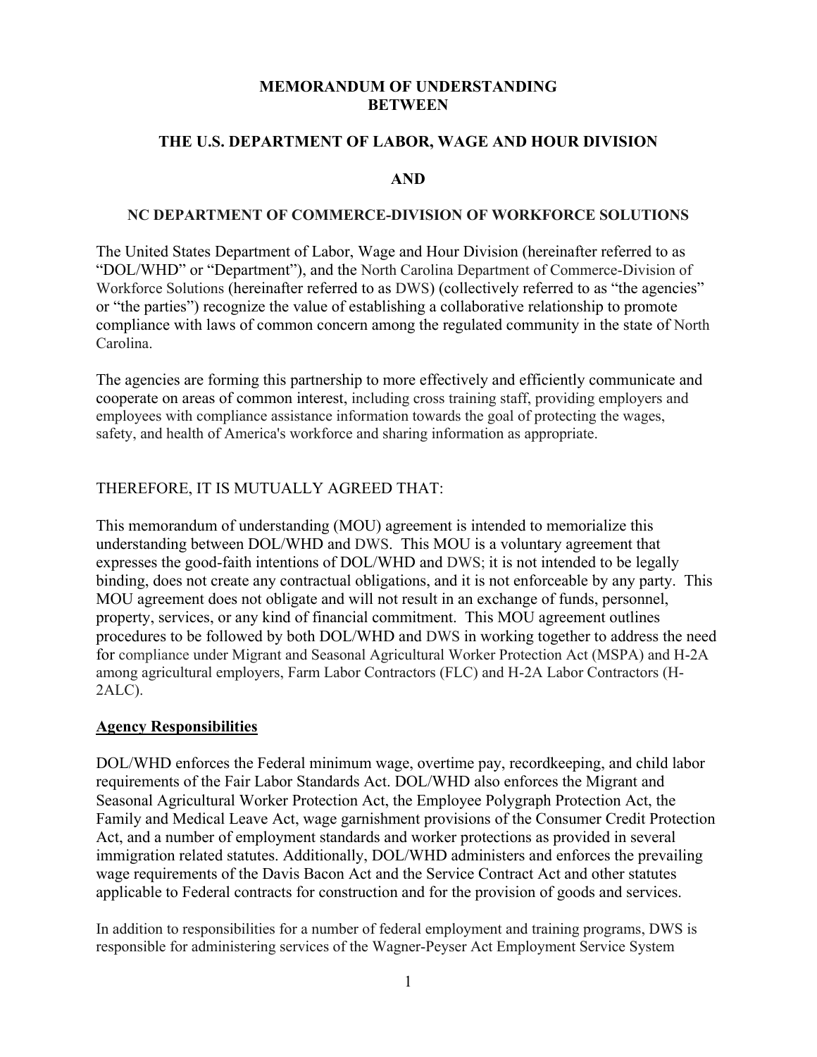**MEMORANDUM OF UNDERSTANDING**
**BETWEEN**

**THE U.S. DEPARTMENT OF LABOR, WAGE AND HOUR DIVISION**

**AND**

**NC DEPARTMENT OF COMMERCE-DIVISION OF WORKFORCE SOLUTIONS**

The United States Department of Labor, Wage and Hour Division (hereinafter referred to as "DOL/WHD" or "Department"), and the North Carolina Department of Commerce-Division of Workforce Solutions (hereinafter referred to as DWS) (collectively referred to as "the agencies" or "the parties") recognize the value of establishing a collaborative relationship to promote compliance with laws of common concern among the regulated community in the state of North Carolina.

The agencies are forming this partnership to more effectively and efficiently communicate and cooperate on areas of common interest, including cross training staff, providing employers and employees with compliance assistance information towards the goal of protecting the wages, safety, and health of America's workforce and sharing information as appropriate.

THEREFORE, IT IS MUTUALLY AGREED THAT:

This memorandum of understanding (MOU) agreement is intended to memorialize this understanding between DOL/WHD and DWS. This MOU is a voluntary agreement that expresses the good-faith intentions of DOL/WHD and DWS; it is not intended to be legally binding, does not create any contractual obligations, and it is not enforceable by any party. This MOU agreement does not obligate and will not result in an exchange of funds, personnel, property, services, or any kind of financial commitment. This MOU agreement outlines procedures to be followed by both DOL/WHD and DWS in working together to address the need for compliance under Migrant and Seasonal Agricultural Worker Protection Act (MSPA) and H-2A among agricultural employers, Farm Labor Contractors (FLC) and H-2A Labor Contractors (H-2ALC).

**Agency Responsibilities**

DOL/WHD enforces the Federal minimum wage, overtime pay, recordkeeping, and child labor requirements of the Fair Labor Standards Act. DOL/WHD also enforces the Migrant and Seasonal Agricultural Worker Protection Act, the Employee Polygraph Protection Act, the Family and Medical Leave Act, wage garnishment provisions of the Consumer Credit Protection Act, and a number of employment standards and worker protections as provided in several immigration related statutes. Additionally, DOL/WHD administers and enforces the prevailing wage requirements of the Davis Bacon Act and the Service Contract Act and other statutes applicable to Federal contracts for construction and for the provision of goods and services.

In addition to responsibilities for a number of federal employment and training programs, DWS is responsible for administering services of the Wagner-Peyser Act Employment Service System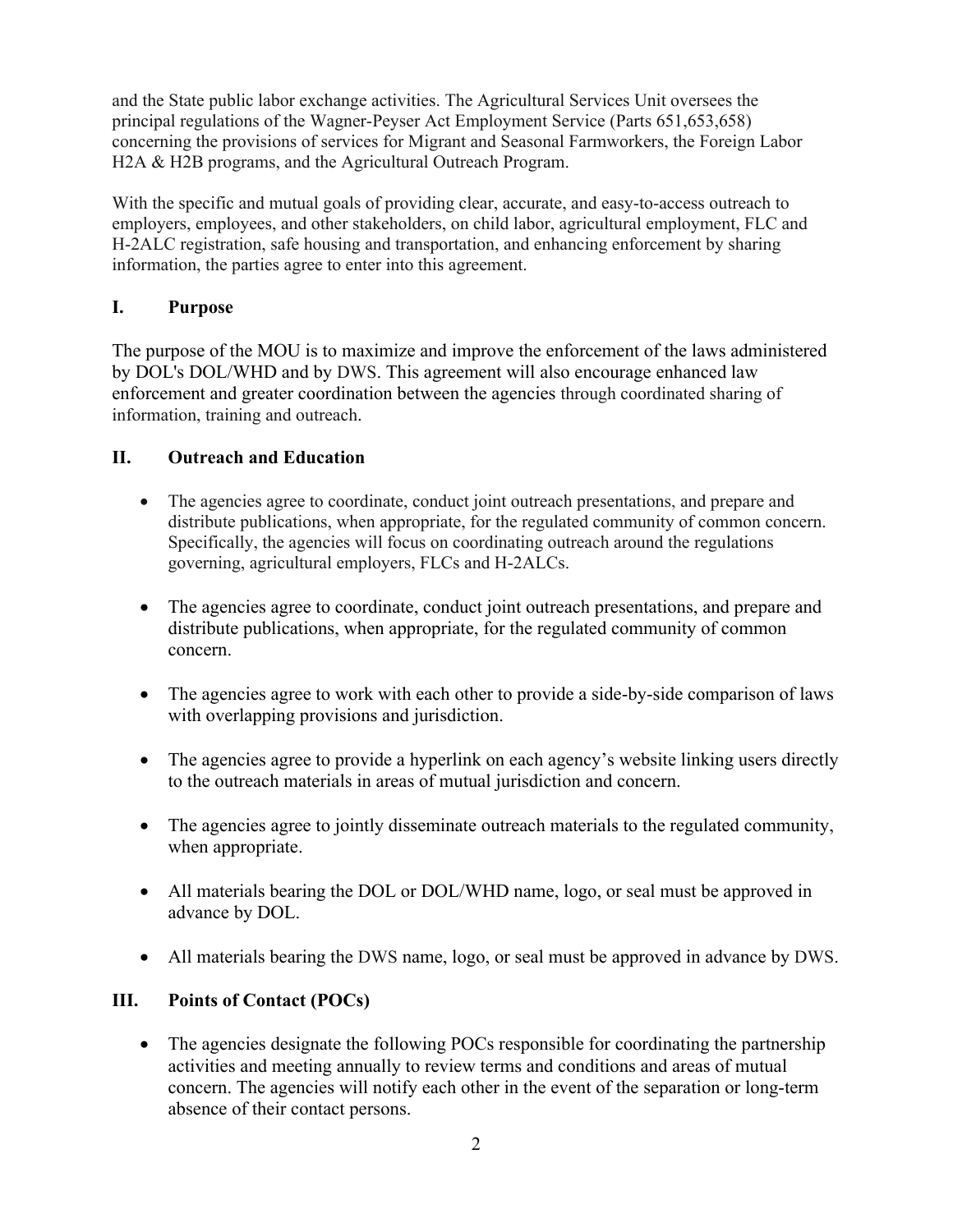and the State public labor exchange activities. The Agricultural Services Unit oversees the principal regulations of the Wagner-Peyser Act Employment Service (Parts 651,653,658) concerning the provisions of services for Migrant and Seasonal Farmworkers, the Foreign Labor H2A & H2B programs, and the Agricultural Outreach Program.

With the specific and mutual goals of providing clear, accurate, and easy-to-access outreach to employers, employees, and other stakeholders, on child labor, agricultural employment, FLC and H-2ALC registration, safe housing and transportation, and enhancing enforcement by sharing information, the parties agree to enter into this agreement.

## I. Purpose

The purpose of the MOU is to maximize and improve the enforcement of the laws administered by DOL's DOL/WHD and by DWS. This agreement will also encourage enhanced law enforcement and greater coordination between the agencies through coordinated sharing of information, training and outreach.

## II. Outreach and Education

- The agencies agree to coordinate, conduct joint outreach presentations, and prepare and distribute publications, when appropriate, for the regulated community of common concern. Specifically, the agencies will focus on coordinating outreach around the regulations governing, agricultural employers, FLCs and H-2ALCs.
- The agencies agree to coordinate, conduct joint outreach presentations, and prepare and distribute publications, when appropriate, for the regulated community of common concern.
- The agencies agree to work with each other to provide a side-by-side comparison of laws with overlapping provisions and jurisdiction.
- The agencies agree to provide a hyperlink on each agency's website linking users directly to the outreach materials in areas of mutual jurisdiction and concern.
- The agencies agree to jointly disseminate outreach materials to the regulated community, when appropriate.
- All materials bearing the DOL or DOL/WHD name, logo, or seal must be approved in advance by DOL.
- All materials bearing the DWS name, logo, or seal must be approved in advance by DWS.

## III. Points of Contact (POCs)

- The agencies designate the following POCs responsible for coordinating the partnership activities and meeting annually to review terms and conditions and areas of mutual concern. The agencies will notify each other in the event of the separation or long-term absence of their contact persons.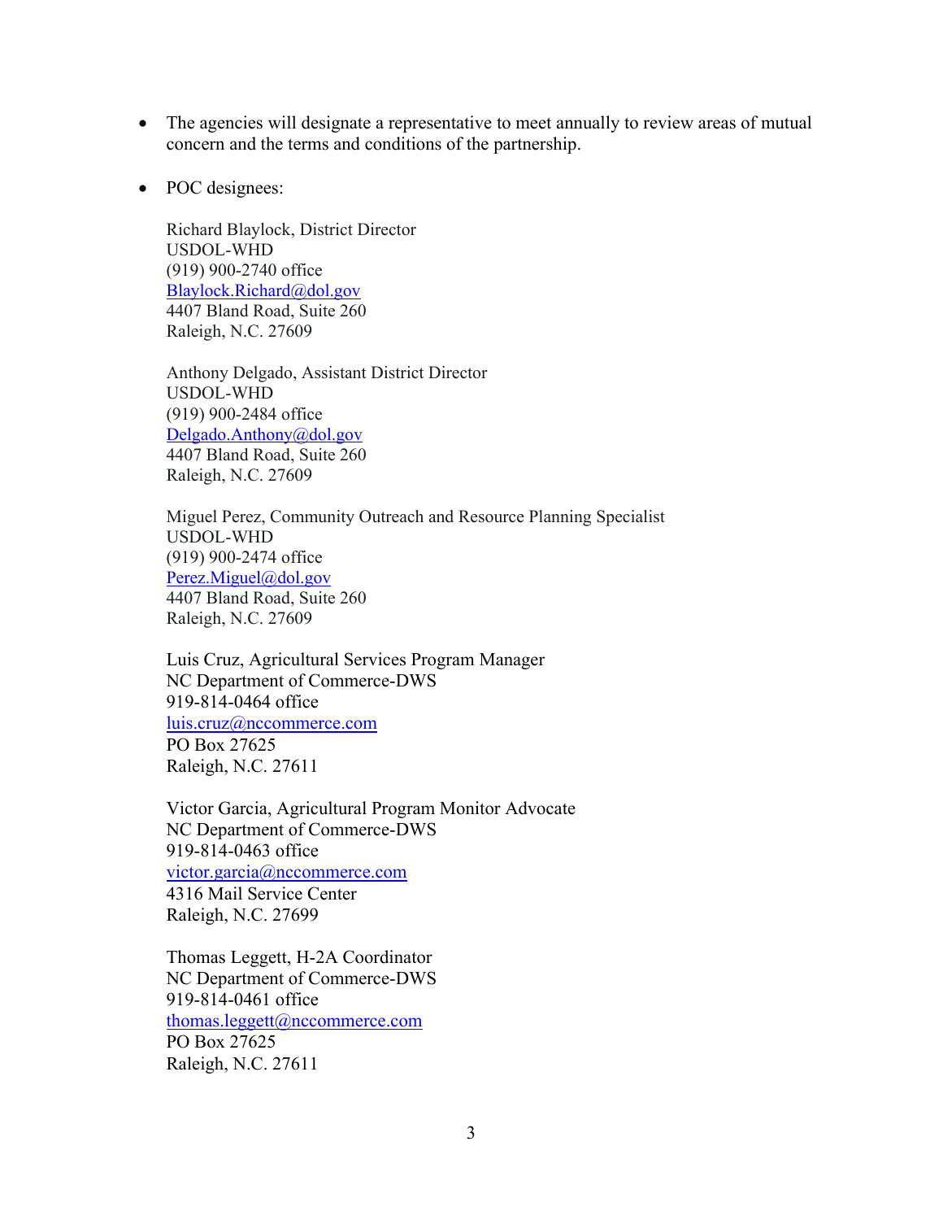- The agencies will designate a representative to meet annually to review areas of mutual concern and the terms and conditions of the partnership.

- POC designees:

  Richard Blaylock, District Director
  USDOL-WHD
  (919) 900-2740 office
  Blaylock.Richard@dol.gov
  4407 Bland Road, Suite 260
  Raleigh, N.C. 27609

  Anthony Delgado, Assistant District Director
  USDOL-WHD
  (919) 900-2484 office
  Delgado.Anthony@dol.gov
  4407 Bland Road, Suite 260
  Raleigh, N.C. 27609

  Miguel Perez, Community Outreach and Resource Planning Specialist
  USDOL-WHD
  (919) 900-2474 office
  Perez.Miguel@dol.gov
  4407 Bland Road, Suite 260
  Raleigh, N.C. 27609

  Luis Cruz, Agricultural Services Program Manager
  NC Department of Commerce-DWS
  919-814-0464 office
  luis.cruz@nccommerce.com
  PO Box 27625
  Raleigh, N.C. 27611

  Victor Garcia, Agricultural Program Monitor Advocate
  NC Department of Commerce-DWS
  919-814-0463 office
  victor.garcia@nccommerce.com
  4316 Mail Service Center
  Raleigh, N.C. 27699

  Thomas Leggett, H-2A Coordinator
  NC Department of Commerce-DWS
  919-814-0461 office
  thomas.leggett@nccommerce.com
  PO Box 27625
  Raleigh, N.C. 27611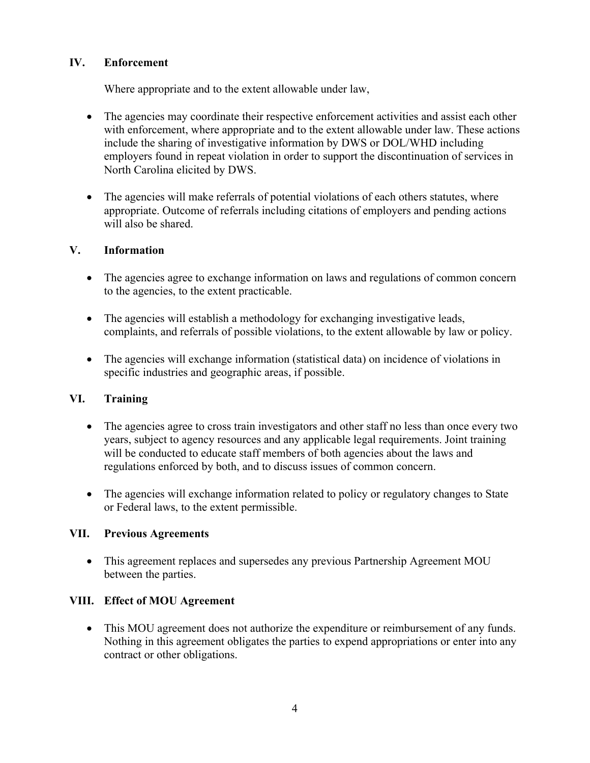## IV. Enforcement

Where appropriate and to the extent allowable under law,

- The agencies may coordinate their respective enforcement activities and assist each other with enforcement, where appropriate and to the extent allowable under law. These actions include the sharing of investigative information by DWS or DOL/WHD including employers found in repeat violation in order to support the discontinuation of services in North Carolina elicited by DWS.
- The agencies will make referrals of potential violations of each others statutes, where appropriate. Outcome of referrals including citations of employers and pending actions will also be shared.

## V. Information

- The agencies agree to exchange information on laws and regulations of common concern to the agencies, to the extent practicable.
- The agencies will establish a methodology for exchanging investigative leads, complaints, and referrals of possible violations, to the extent allowable by law or policy.
- The agencies will exchange information (statistical data) on incidence of violations in specific industries and geographic areas, if possible.

## VI. Training

- The agencies agree to cross train investigators and other staff no less than once every two years, subject to agency resources and any applicable legal requirements. Joint training will be conducted to educate staff members of both agencies about the laws and regulations enforced by both, and to discuss issues of common concern.
- The agencies will exchange information related to policy or regulatory changes to State or Federal laws, to the extent permissible.

## VII. Previous Agreements

- This agreement replaces and supersedes any previous Partnership Agreement MOU between the parties.

## VIII. Effect of MOU Agreement

- This MOU agreement does not authorize the expenditure or reimbursement of any funds. Nothing in this agreement obligates the parties to expend appropriations or enter into any contract or other obligations.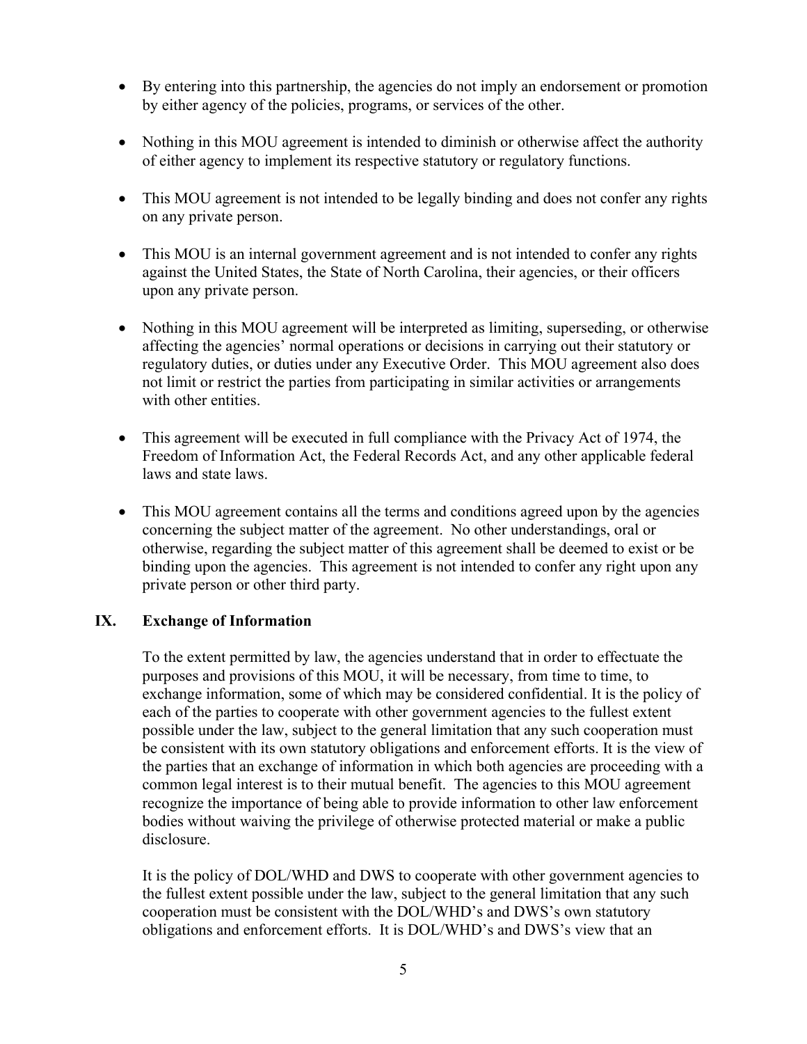- By entering into this partnership, the agencies do not imply an endorsement or promotion by either agency of the policies, programs, or services of the other.
- Nothing in this MOU agreement is intended to diminish or otherwise affect the authority of either agency to implement its respective statutory or regulatory functions.
- This MOU agreement is not intended to be legally binding and does not confer any rights on any private person.
- This MOU is an internal government agreement and is not intended to confer any rights against the United States, the State of North Carolina, their agencies, or their officers upon any private person.
- Nothing in this MOU agreement will be interpreted as limiting, superseding, or otherwise affecting the agencies' normal operations or decisions in carrying out their statutory or regulatory duties, or duties under any Executive Order. This MOU agreement also does not limit or restrict the parties from participating in similar activities or arrangements with other entities.
- This agreement will be executed in full compliance with the Privacy Act of 1974, the Freedom of Information Act, the Federal Records Act, and any other applicable federal laws and state laws.
- This MOU agreement contains all the terms and conditions agreed upon by the agencies concerning the subject matter of the agreement. No other understandings, oral or otherwise, regarding the subject matter of this agreement shall be deemed to exist or be binding upon the agencies. This agreement is not intended to confer any right upon any private person or other third party.

## IX. Exchange of Information

To the extent permitted by law, the agencies understand that in order to effectuate the purposes and provisions of this MOU, it will be necessary, from time to time, to exchange information, some of which may be considered confidential. It is the policy of each of the parties to cooperate with other government agencies to the fullest extent possible under the law, subject to the general limitation that any such cooperation must be consistent with its own statutory obligations and enforcement efforts. It is the view of the parties that an exchange of information in which both agencies are proceeding with a common legal interest is to their mutual benefit. The agencies to this MOU agreement recognize the importance of being able to provide information to other law enforcement bodies without waiving the privilege of otherwise protected material or make a public disclosure.

It is the policy of DOL/WHD and DWS to cooperate with other government agencies to the fullest extent possible under the law, subject to the general limitation that any such cooperation must be consistent with the DOL/WHD's and DWS's own statutory obligations and enforcement efforts. It is DOL/WHD's and DWS's view that an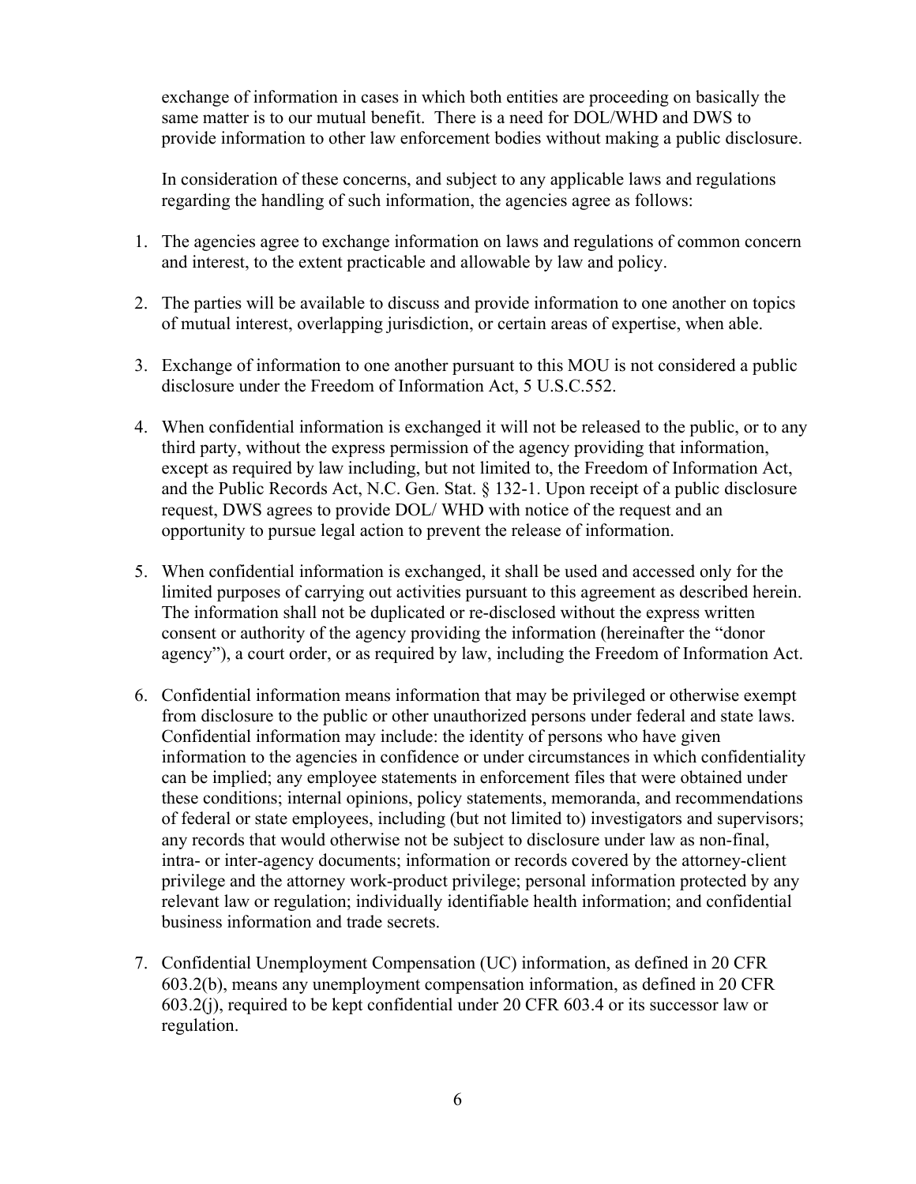exchange of information in cases in which both entities are proceeding on basically the same matter is to our mutual benefit. There is a need for DOL/WHD and DWS to provide information to other law enforcement bodies without making a public disclosure.

In consideration of these concerns, and subject to any applicable laws and regulations regarding the handling of such information, the agencies agree as follows:

1. The agencies agree to exchange information on laws and regulations of common concern and interest, to the extent practicable and allowable by law and policy.

2. The parties will be available to discuss and provide information to one another on topics of mutual interest, overlapping jurisdiction, or certain areas of expertise, when able.

3. Exchange of information to one another pursuant to this MOU is not considered a public disclosure under the Freedom of Information Act, 5 U.S.C.552.

4. When confidential information is exchanged it will not be released to the public, or to any third party, without the express permission of the agency providing that information, except as required by law including, but not limited to, the Freedom of Information Act, and the Public Records Act, N.C. Gen. Stat. § 132-1. Upon receipt of a public disclosure request, DWS agrees to provide DOL/ WHD with notice of the request and an opportunity to pursue legal action to prevent the release of information.

5. When confidential information is exchanged, it shall be used and accessed only for the limited purposes of carrying out activities pursuant to this agreement as described herein. The information shall not be duplicated or re-disclosed without the express written consent or authority of the agency providing the information (hereinafter the "donor agency"), a court order, or as required by law, including the Freedom of Information Act.

6. Confidential information means information that may be privileged or otherwise exempt from disclosure to the public or other unauthorized persons under federal and state laws. Confidential information may include: the identity of persons who have given information to the agencies in confidence or under circumstances in which confidentiality can be implied; any employee statements in enforcement files that were obtained under these conditions; internal opinions, policy statements, memoranda, and recommendations of federal or state employees, including (but not limited to) investigators and supervisors; any records that would otherwise not be subject to disclosure under law as non-final, intra- or inter-agency documents; information or records covered by the attorney-client privilege and the attorney work-product privilege; personal information protected by any relevant law or regulation; individually identifiable health information; and confidential business information and trade secrets.

7. Confidential Unemployment Compensation (UC) information, as defined in 20 CFR 603.2(b), means any unemployment compensation information, as defined in 20 CFR 603.2(j), required to be kept confidential under 20 CFR 603.4 or its successor law or regulation.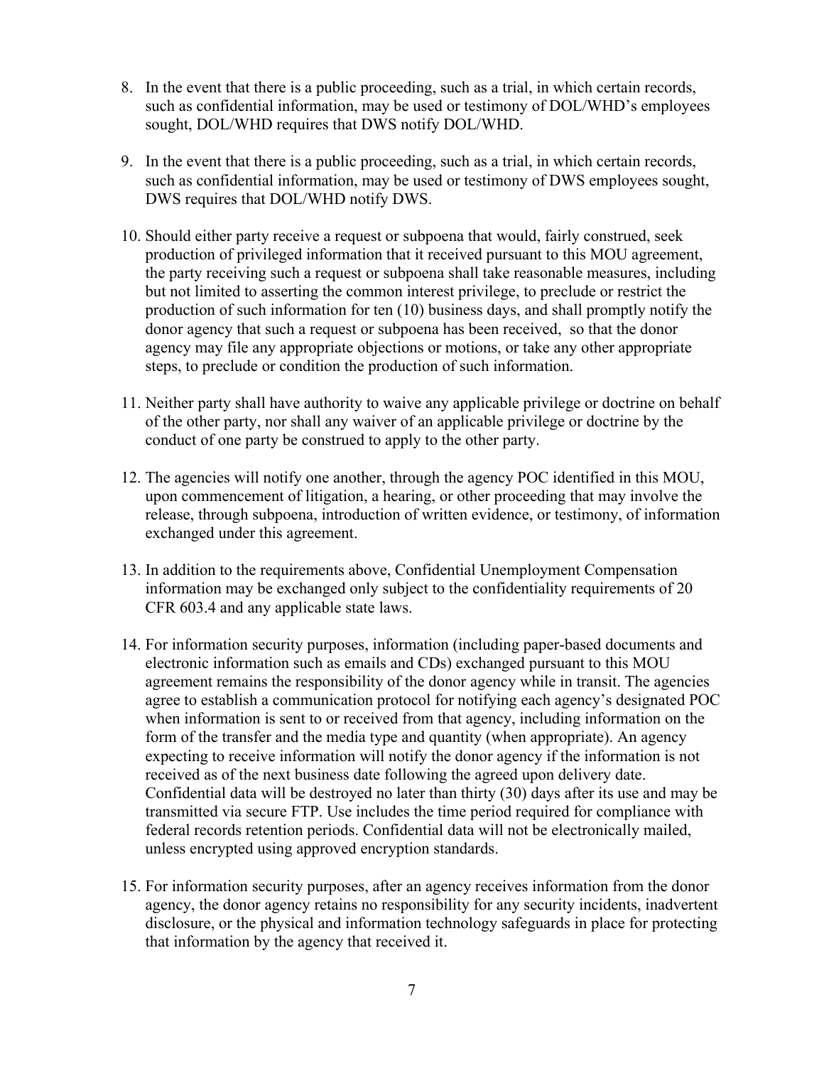8. In the event that there is a public proceeding, such as a trial, in which certain records, such as confidential information, may be used or testimony of DOL/WHD's employees sought, DOL/WHD requires that DWS notify DOL/WHD.

9. In the event that there is a public proceeding, such as a trial, in which certain records, such as confidential information, may be used or testimony of DWS employees sought, DWS requires that DOL/WHD notify DWS.

10. Should either party receive a request or subpoena that would, fairly construed, seek production of privileged information that it received pursuant to this MOU agreement, the party receiving such a request or subpoena shall take reasonable measures, including but not limited to asserting the common interest privilege, to preclude or restrict the production of such information for ten (10) business days, and shall promptly notify the donor agency that such a request or subpoena has been received, so that the donor agency may file any appropriate objections or motions, or take any other appropriate steps, to preclude or condition the production of such information.

11. Neither party shall have authority to waive any applicable privilege or doctrine on behalf of the other party, nor shall any waiver of an applicable privilege or doctrine by the conduct of one party be construed to apply to the other party.

12. The agencies will notify one another, through the agency POC identified in this MOU, upon commencement of litigation, a hearing, or other proceeding that may involve the release, through subpoena, introduction of written evidence, or testimony, of information exchanged under this agreement.

13. In addition to the requirements above, Confidential Unemployment Compensation information may be exchanged only subject to the confidentiality requirements of 20 CFR 603.4 and any applicable state laws.

14. For information security purposes, information (including paper-based documents and electronic information such as emails and CDs) exchanged pursuant to this MOU agreement remains the responsibility of the donor agency while in transit. The agencies agree to establish a communication protocol for notifying each agency's designated POC when information is sent to or received from that agency, including information on the form of the transfer and the media type and quantity (when appropriate). An agency expecting to receive information will notify the donor agency if the information is not received as of the next business date following the agreed upon delivery date. Confidential data will be destroyed no later than thirty (30) days after its use and may be transmitted via secure FTP. Use includes the time period required for compliance with federal records retention periods. Confidential data will not be electronically mailed, unless encrypted using approved encryption standards.

15. For information security purposes, after an agency receives information from the donor agency, the donor agency retains no responsibility for any security incidents, inadvertent disclosure, or the physical and information technology safeguards in place for protecting that information by the agency that received it.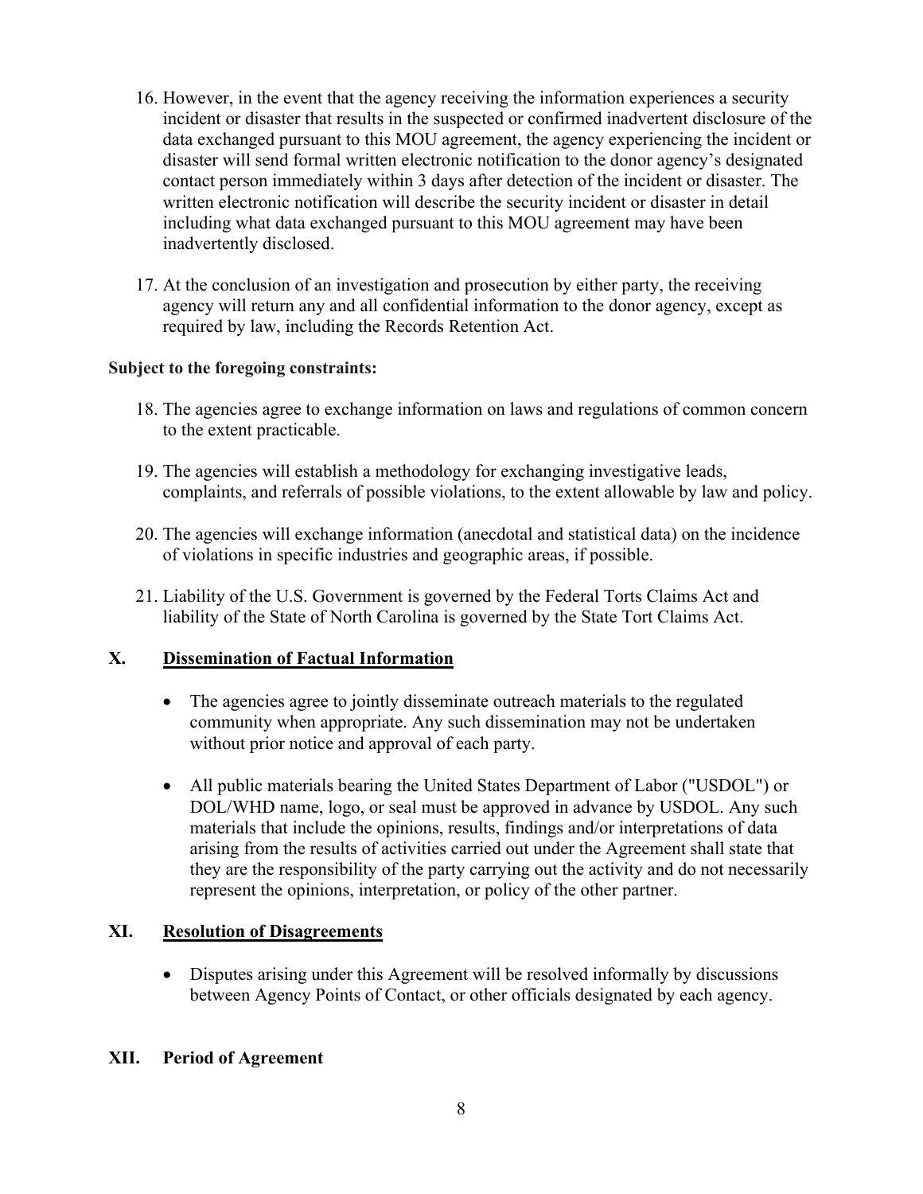16. However, in the event that the agency receiving the information experiences a security incident or disaster that results in the suspected or confirmed inadvertent disclosure of the data exchanged pursuant to this MOU agreement, the agency experiencing the incident or disaster will send formal written electronic notification to the donor agency's designated contact person immediately within 3 days after detection of the incident or disaster. The written electronic notification will describe the security incident or disaster in detail including what data exchanged pursuant to this MOU agreement may have been inadvertently disclosed.

17. At the conclusion of an investigation and prosecution by either party, the receiving agency will return any and all confidential information to the donor agency, except as required by law, including the Records Retention Act.

**Subject to the foregoing constraints:**

18. The agencies agree to exchange information on laws and regulations of common concern to the extent practicable.

19. The agencies will establish a methodology for exchanging investigative leads, complaints, and referrals of possible violations, to the extent allowable by law and policy.

20. The agencies will exchange information (anecdotal and statistical data) on the incidence of violations in specific industries and geographic areas, if possible.

21. Liability of the U.S. Government is governed by the Federal Torts Claims Act and liability of the State of North Carolina is governed by the State Tort Claims Act.

## X. Dissemination of Factual Information

- The agencies agree to jointly disseminate outreach materials to the regulated community when appropriate. Any such dissemination may not be undertaken without prior notice and approval of each party.

- All public materials bearing the United States Department of Labor ("USDOL") or DOL/WHD name, logo, or seal must be approved in advance by USDOL. Any such materials that include the opinions, results, findings and/or interpretations of data arising from the results of activities carried out under the Agreement shall state that they are the responsibility of the party carrying out the activity and do not necessarily represent the opinions, interpretation, or policy of the other partner.

## XI. Resolution of Disagreements

- Disputes arising under this Agreement will be resolved informally by discussions between Agency Points of Contact, or other officials designated by each agency.

## XII. Period of Agreement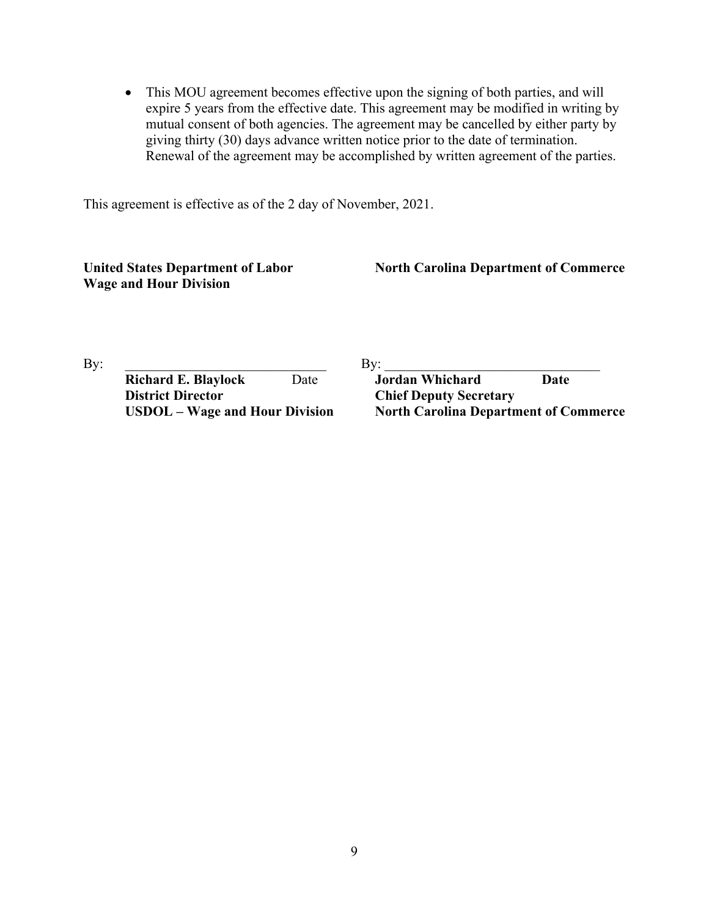- This MOU agreement becomes effective upon the signing of both parties, and will expire 5 years from the effective date. This agreement may be modified in writing by mutual consent of both agencies. The agreement may be cancelled by either party by giving thirty (30) days advance written notice prior to the date of termination. Renewal of the agreement may be accomplished by written agreement of the parties.

This agreement is effective as of the 2 day of November, 2021.

**United States Department of Labor**
**Wage and Hour Division**

By: ______________________________
**Richard E. Blaylock** Date
**District Director**
**USDOL – Wage and Hour Division**

**North Carolina Department of Commerce**

By: ______________________________
**Jordan Whichard** **Date**
**Chief Deputy Secretary**
**North Carolina Department of Commerce**